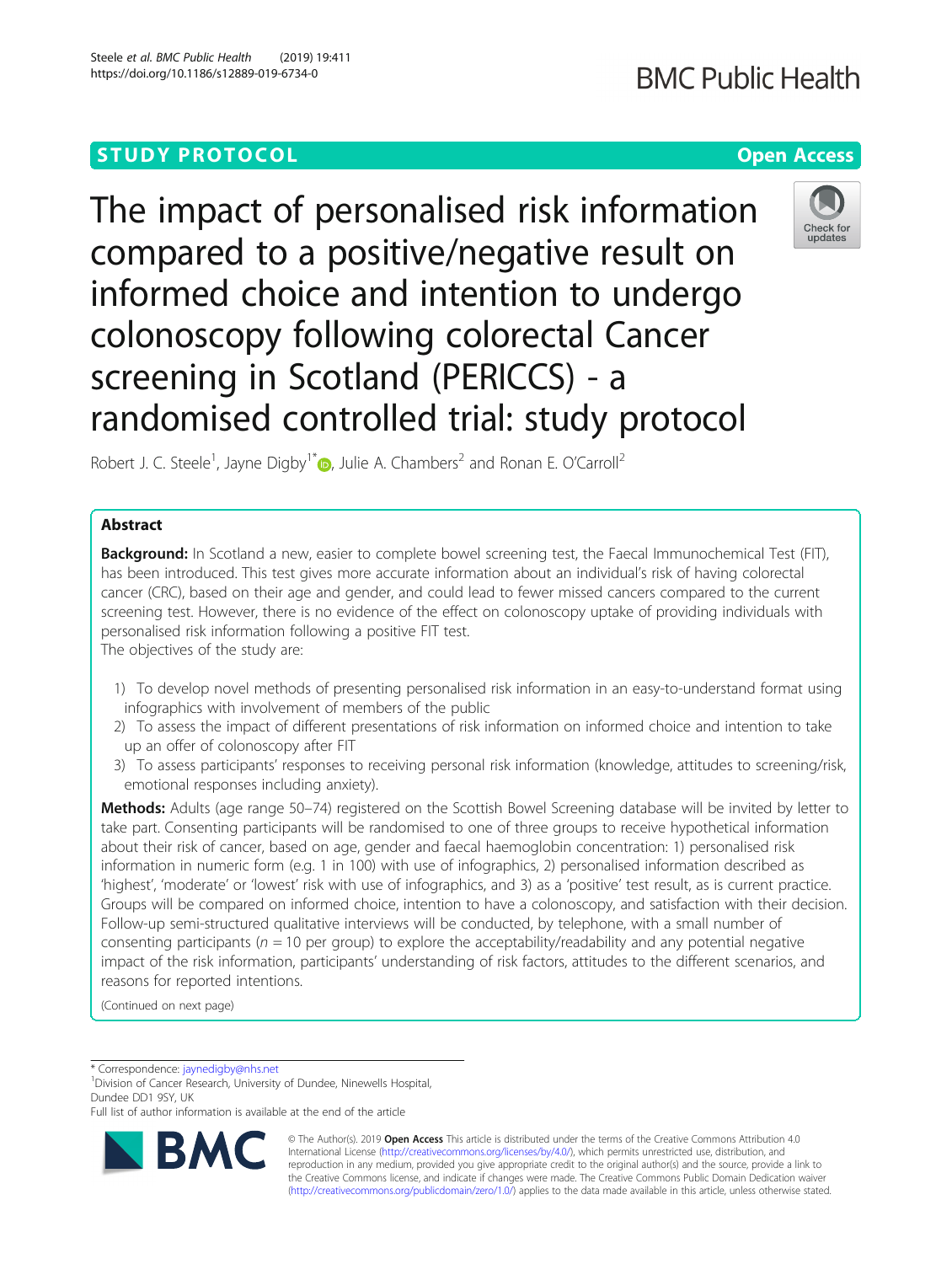STUDY PROTOCOL

Open Access

# The impact of personalised risk information compared to a positive/negative result on informed choice and intention to undergo colonoscopy following colorectal Cancer screening in Scotland (PERICCS) - a randomised controlled trial: study protocol

Robert J. C. Steele[1], Jayne Digby[1*], Julie A. Chambers[2] and Ronan E. O'Carroll[2]

## Abstract

**Background:** In Scotland a new, easier to complete bowel screening test, the Faecal Immunochemical Test (FIT), has been introduced. This test gives more accurate information about an individual's risk of having colorectal cancer (CRC), based on their age and gender, and could lead to fewer missed cancers compared to the current screening test. However, there is no evidence of the effect on colonoscopy uptake of providing individuals with personalised risk information following a positive FIT test.

The objectives of the study are:

1) To develop novel methods of presenting personalised risk information in an easy-to-understand format using infographics with involvement of members of the public
2) To assess the impact of different presentations of risk information on informed choice and intention to take up an offer of colonoscopy after FIT
3) To assess participants' responses to receiving personal risk information (knowledge, attitudes to screening/risk, emotional responses including anxiety).

**Methods:** Adults (age range 50–74) registered on the Scottish Bowel Screening database will be invited by letter to take part. Consenting participants will be randomised to one of three groups to receive hypothetical information about their risk of cancer, based on age, gender and faecal haemoglobin concentration: 1) personalised risk information in numeric form (e.g. 1 in 100) with use of infographics, 2) personalised information described as 'highest', 'moderate' or 'lowest' risk with use of infographics, and 3) as a 'positive' test result, as is current practice. Groups will be compared on informed choice, intention to have a colonoscopy, and satisfaction with their decision. Follow-up semi-structured qualitative interviews will be conducted, by telephone, with a small number of consenting participants ($n$ = 10 per group) to explore the acceptability/readability and any potential negative impact of the risk information, participants' understanding of risk factors, attitudes to the different scenarios, and reasons for reported intentions.

(Continued on next page)

\* Correspondence: jaynedigby@nhs.net

[1]Division of Cancer Research, University of Dundee, Ninewells Hospital, Dundee DD1 9SY, UK

Full list of author information is available at the end of the article

© The Author(s). 2019 **Open Access** This article is distributed under the terms of the Creative Commons Attribution 4.0 International License (http://creativecommons.org/licenses/by/4.0/), which permits unrestricted use, distribution, and reproduction in any medium, provided you give appropriate credit to the original author(s) and the source, provide a link to the Creative Commons license, and indicate if changes were made. The Creative Commons Public Domain Dedication waiver (http://creativecommons.org/publicdomain/zero/1.0/) applies to the data made available in this article, unless otherwise stated.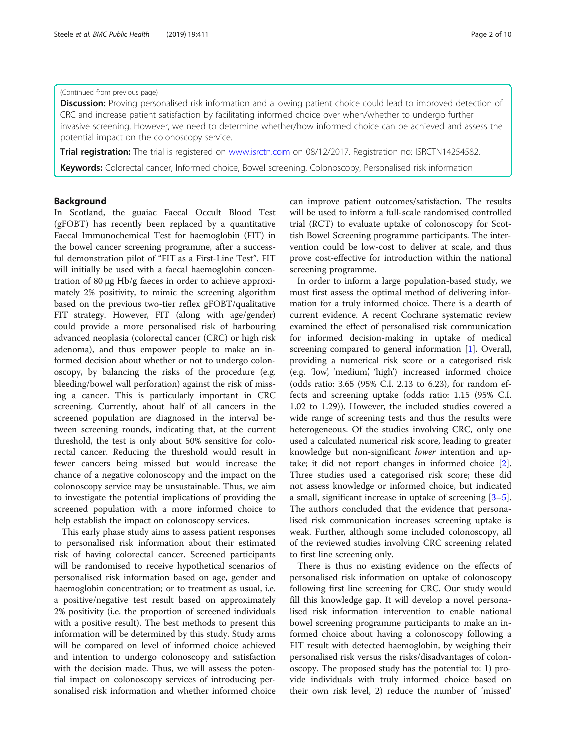(Continued from previous page)

**Discussion:** Proving personalised risk information and allowing patient choice could lead to improved detection of CRC and increase patient satisfaction by facilitating informed choice over when/whether to undergo further invasive screening. However, we need to determine whether/how informed choice can be achieved and assess the potential impact on the colonoscopy service.

**Trial registration:** The trial is registered on www.isrctn.com on 08/12/2017. Registration no: ISRCTN14254582.

**Keywords:** Colorectal cancer, Informed choice, Bowel screening, Colonoscopy, Personalised risk information

## Background

In Scotland, the guaiac Faecal Occult Blood Test (gFOBT) has recently been replaced by a quantitative Faecal Immunochemical Test for haemoglobin (FIT) in the bowel cancer screening programme, after a successful demonstration pilot of "FIT as a First-Line Test". FIT will initially be used with a faecal haemoglobin concentration of 80 μg Hb/g faeces in order to achieve approximately 2% positivity, to mimic the screening algorithm based on the previous two-tier reflex gFOBT/qualitative FIT strategy. However, FIT (along with age/gender) could provide a more personalised risk of harbouring advanced neoplasia (colorectal cancer (CRC) or high risk adenoma), and thus empower people to make an informed decision about whether or not to undergo colonoscopy, by balancing the risks of the procedure (e.g. bleeding/bowel wall perforation) against the risk of missing a cancer. This is particularly important in CRC screening. Currently, about half of all cancers in the screened population are diagnosed in the interval between screening rounds, indicating that, at the current threshold, the test is only about 50% sensitive for colorectal cancer. Reducing the threshold would result in fewer cancers being missed but would increase the chance of a negative colonoscopy and the impact on the colonoscopy service may be unsustainable. Thus, we aim to investigate the potential implications of providing the screened population with a more informed choice to help establish the impact on colonoscopy services.

This early phase study aims to assess patient responses to personalised risk information about their estimated risk of having colorectal cancer. Screened participants will be randomised to receive hypothetical scenarios of personalised risk information based on age, gender and haemoglobin concentration; or to treatment as usual, i.e. a positive/negative test result based on approximately 2% positivity (i.e. the proportion of screened individuals with a positive result). The best methods to present this information will be determined by this study. Study arms will be compared on level of informed choice achieved and intention to undergo colonoscopy and satisfaction with the decision made. Thus, we will assess the potential impact on colonoscopy services of introducing personalised risk information and whether informed choice can improve patient outcomes/satisfaction. The results will be used to inform a full-scale randomised controlled trial (RCT) to evaluate uptake of colonoscopy for Scottish Bowel Screening programme participants. The intervention could be low-cost to deliver at scale, and thus prove cost-effective for introduction within the national screening programme.

In order to inform a large population-based study, we must first assess the optimal method of delivering information for a truly informed choice. There is a dearth of current evidence. A recent Cochrane systematic review examined the effect of personalised risk communication for informed decision-making in uptake of medical screening compared to general information [1]. Overall, providing a numerical risk score or a categorised risk (e.g. 'low', 'medium', 'high') increased informed choice (odds ratio: 3.65 (95% C.I. 2.13 to 6.23), for random effects and screening uptake (odds ratio: 1.15 (95% C.I. 1.02 to 1.29)). However, the included studies covered a wide range of screening tests and thus the results were heterogeneous. Of the studies involving CRC, only one used a calculated numerical risk score, leading to greater knowledge but non-significant *lower* intention and uptake; it did not report changes in informed choice [2]. Three studies used a categorised risk score; these did not assess knowledge or informed choice, but indicated a small, significant increase in uptake of screening [3–5]. The authors concluded that the evidence that personalised risk communication increases screening uptake is weak. Further, although some included colonoscopy, all of the reviewed studies involving CRC screening related to first line screening only.

There is thus no existing evidence on the effects of personalised risk information on uptake of colonoscopy following first line screening for CRC. Our study would fill this knowledge gap. It will develop a novel personalised risk information intervention to enable national bowel screening programme participants to make an informed choice about having a colonoscopy following a FIT result with detected haemoglobin, by weighing their personalised risk versus the risks/disadvantages of colonoscopy. The proposed study has the potential to: 1) provide individuals with truly informed choice based on their own risk level, 2) reduce the number of 'missed'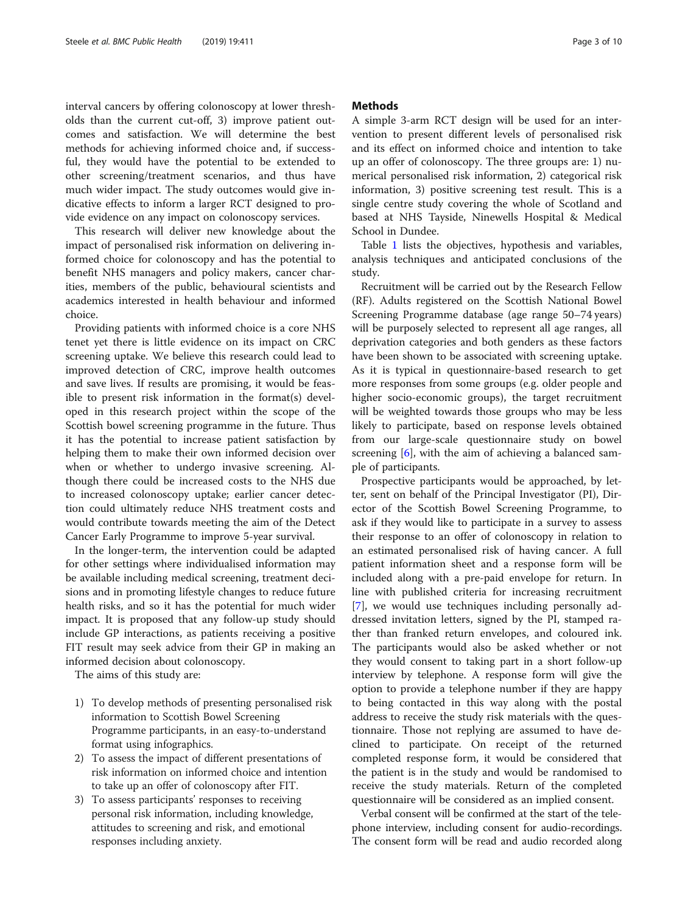interval cancers by offering colonoscopy at lower thresholds than the current cut-off, 3) improve patient outcomes and satisfaction. We will determine the best methods for achieving informed choice and, if successful, they would have the potential to be extended to other screening/treatment scenarios, and thus have much wider impact. The study outcomes would give indicative effects to inform a larger RCT designed to provide evidence on any impact on colonoscopy services.

This research will deliver new knowledge about the impact of personalised risk information on delivering informed choice for colonoscopy and has the potential to benefit NHS managers and policy makers, cancer charities, members of the public, behavioural scientists and academics interested in health behaviour and informed choice.

Providing patients with informed choice is a core NHS tenet yet there is little evidence on its impact on CRC screening uptake. We believe this research could lead to improved detection of CRC, improve health outcomes and save lives. If results are promising, it would be feasible to present risk information in the format(s) developed in this research project within the scope of the Scottish bowel screening programme in the future. Thus it has the potential to increase patient satisfaction by helping them to make their own informed decision over when or whether to undergo invasive screening. Although there could be increased costs to the NHS due to increased colonoscopy uptake; earlier cancer detection could ultimately reduce NHS treatment costs and would contribute towards meeting the aim of the Detect Cancer Early Programme to improve 5-year survival.

In the longer-term, the intervention could be adapted for other settings where individualised information may be available including medical screening, treatment decisions and in promoting lifestyle changes to reduce future health risks, and so it has the potential for much wider impact. It is proposed that any follow-up study should include GP interactions, as patients receiving a positive FIT result may seek advice from their GP in making an informed decision about colonoscopy.

The aims of this study are:

1) To develop methods of presenting personalised risk information to Scottish Bowel Screening Programme participants, in an easy-to-understand format using infographics.
2) To assess the impact of different presentations of risk information on informed choice and intention to take up an offer of colonoscopy after FIT.
3) To assess participants' responses to receiving personal risk information, including knowledge, attitudes to screening and risk, and emotional responses including anxiety.

## Methods

A simple 3-arm RCT design will be used for an intervention to present different levels of personalised risk and its effect on informed choice and intention to take up an offer of colonoscopy. The three groups are: 1) numerical personalised risk information, 2) categorical risk information, 3) positive screening test result. This is a single centre study covering the whole of Scotland and based at NHS Tayside, Ninewells Hospital & Medical School in Dundee.

Table 1 lists the objectives, hypothesis and variables, analysis techniques and anticipated conclusions of the study.

Recruitment will be carried out by the Research Fellow (RF). Adults registered on the Scottish National Bowel Screening Programme database (age range 50–74 years) will be purposely selected to represent all age ranges, all deprivation categories and both genders as these factors have been shown to be associated with screening uptake. As it is typical in questionnaire-based research to get more responses from some groups (e.g. older people and higher socio-economic groups), the target recruitment will be weighted towards those groups who may be less likely to participate, based on response levels obtained from our large-scale questionnaire study on bowel screening [6], with the aim of achieving a balanced sample of participants.

Prospective participants would be approached, by letter, sent on behalf of the Principal Investigator (PI), Director of the Scottish Bowel Screening Programme, to ask if they would like to participate in a survey to assess their response to an offer of colonoscopy in relation to an estimated personalised risk of having cancer. A full patient information sheet and a response form will be included along with a pre-paid envelope for return. In line with published criteria for increasing recruitment [7], we would use techniques including personally addressed invitation letters, signed by the PI, stamped rather than franked return envelopes, and coloured ink. The participants would also be asked whether or not they would consent to taking part in a short follow-up interview by telephone. A response form will give the option to provide a telephone number if they are happy to being contacted in this way along with the postal address to receive the study risk materials with the questionnaire. Those not replying are assumed to have declined to participate. On receipt of the returned completed response form, it would be considered that the patient is in the study and would be randomised to receive the study materials. Return of the completed questionnaire will be considered as an implied consent.

Verbal consent will be confirmed at the start of the telephone interview, including consent for audio-recordings. The consent form will be read and audio recorded along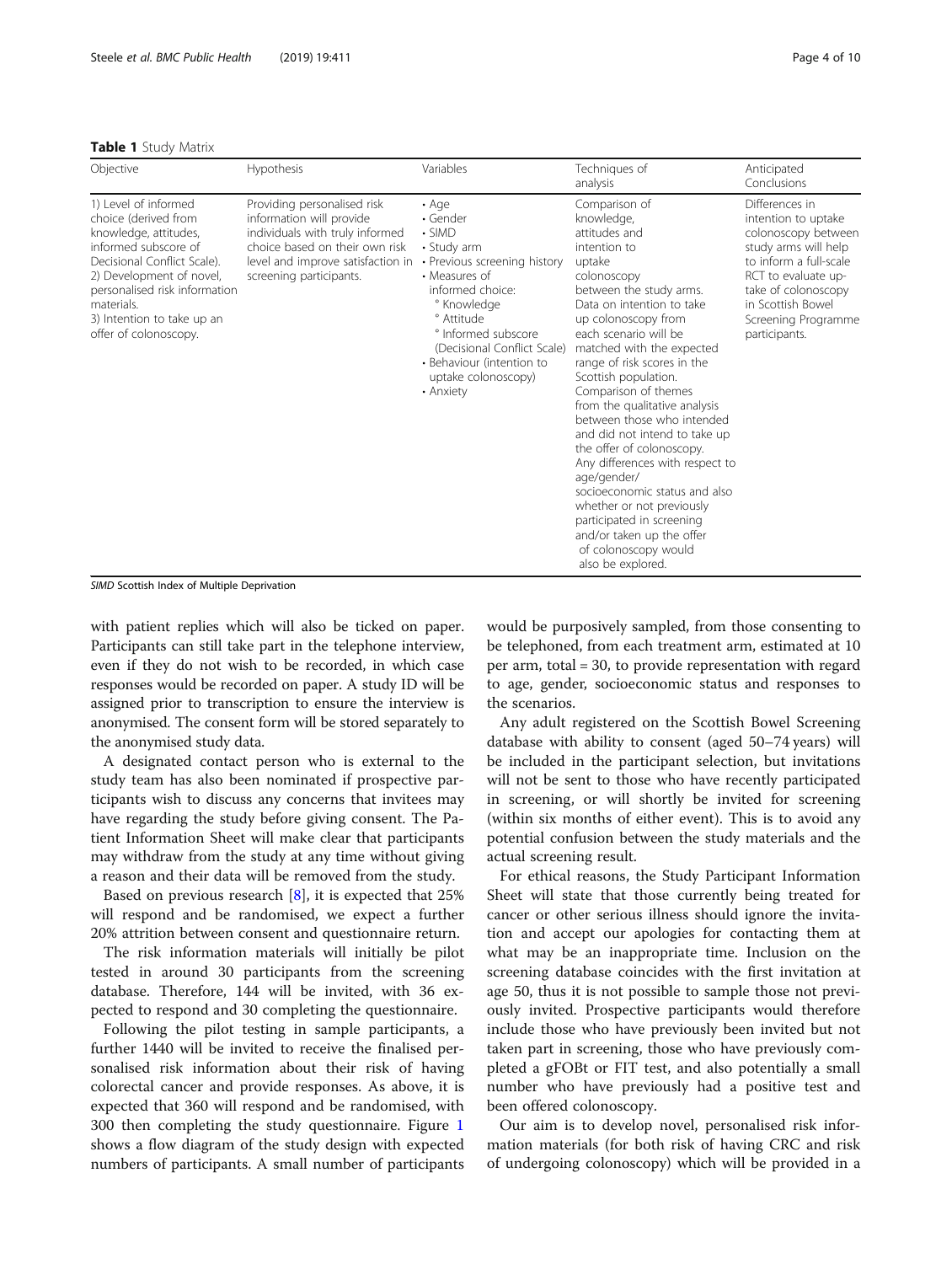**Table 1** Study Matrix

| Objective | Hypothesis | Variables | Techniques of analysis | Anticipated Conclusions |
|---|---|---|---|---|
| 1) Level of informed choice (derived from knowledge, attitudes, informed subscore of Decisional Conflict Scale).<br>2) Development of novel, personalised risk information materials.<br>3) Intention to take up an offer of colonoscopy. | Providing personalised risk information will provide individuals with truly informed choice based on their own risk level and improve satisfaction in screening participants. | • Age<br>• Gender<br>• SIMD<br>• Study arm<br>• Previous screening history<br>• Measures of informed choice:<br>° Knowledge<br>° Attitude<br>° Informed subscore (Decisional Conflict Scale)<br>• Behaviour (intention to uptake colonoscopy)<br>• Anxiety | Comparison of knowledge, attitudes and intention to uptake colonoscopy between the study arms. Data on intention to take up colonoscopy from each scenario will be matched with the expected range of risk scores in the Scottish population. Comparison of themes from the qualitative analysis between those who intended and did not intend to take up the offer of colonoscopy. Any differences with respect to age/gender/ socioeconomic status and also whether or not previously participated in screening and/or taken up the offer of colonoscopy would also be explored. | Differences in intention to uptake colonoscopy between study arms will help to inform a full-scale RCT to evaluate uptake of colonoscopy in Scottish Bowel Screening Programme participants. |

*SIMD* Scottish Index of Multiple Deprivation

with patient replies which will also be ticked on paper. Participants can still take part in the telephone interview, even if they do not wish to be recorded, in which case responses would be recorded on paper. A study ID will be assigned prior to transcription to ensure the interview is anonymised. The consent form will be stored separately to the anonymised study data.

A designated contact person who is external to the study team has also been nominated if prospective participants wish to discuss any concerns that invitees may have regarding the study before giving consent. The Patient Information Sheet will make clear that participants may withdraw from the study at any time without giving a reason and their data will be removed from the study.

Based on previous research [8], it is expected that 25% will respond and be randomised, we expect a further 20% attrition between consent and questionnaire return.

The risk information materials will initially be pilot tested in around 30 participants from the screening database. Therefore, 144 will be invited, with 36 expected to respond and 30 completing the questionnaire.

Following the pilot testing in sample participants, a further 1440 will be invited to receive the finalised personalised risk information about their risk of having colorectal cancer and provide responses. As above, it is expected that 360 will respond and be randomised, with 300 then completing the study questionnaire. Figure 1 shows a flow diagram of the study design with expected numbers of participants. A small number of participants would be purposively sampled, from those consenting to be telephoned, from each treatment arm, estimated at 10 per arm, total = 30, to provide representation with regard to age, gender, socioeconomic status and responses to the scenarios.

Any adult registered on the Scottish Bowel Screening database with ability to consent (aged 50–74 years) will be included in the participant selection, but invitations will not be sent to those who have recently participated in screening, or will shortly be invited for screening (within six months of either event). This is to avoid any potential confusion between the study materials and the actual screening result.

For ethical reasons, the Study Participant Information Sheet will state that those currently being treated for cancer or other serious illness should ignore the invitation and accept our apologies for contacting them at what may be an inappropriate time. Inclusion on the screening database coincides with the first invitation at age 50, thus it is not possible to sample those not previously invited. Prospective participants would therefore include those who have previously been invited but not taken part in screening, those who have previously completed a gFOBt or FIT test, and also potentially a small number who have previously had a positive test and been offered colonoscopy.

Our aim is to develop novel, personalised risk information materials (for both risk of having CRC and risk of undergoing colonoscopy) which will be provided in a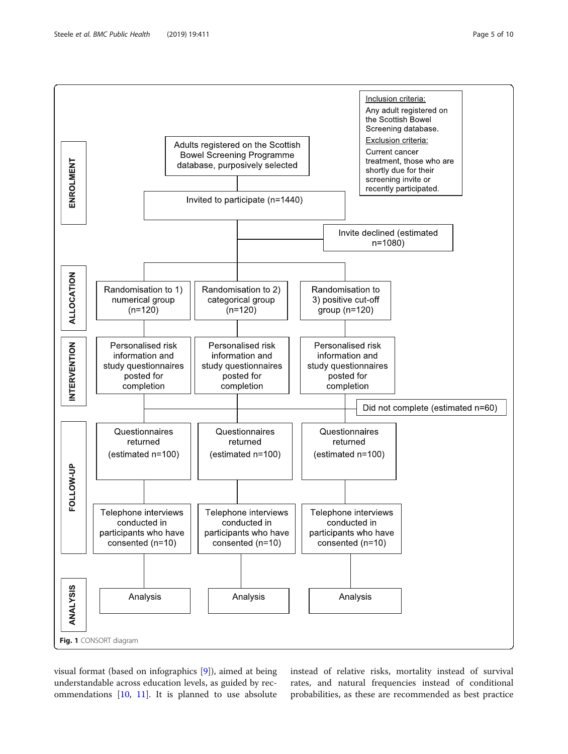ENROLMENT

Inclusion criteria:
Any adult registered on the Scottish Bowel Screening database.
Exclusion criteria:
Current cancer treatment, those who are shortly due for their screening invite or recently participated.

Adults registered on the Scottish Bowel Screening Programme database, purposively selected

Invited to participate (n=1440)

Invite declined (estimated n=1080)

ALLOCATION

Randomisation to 1) numerical group (n=120)

Randomisation to 2) categorical group (n=120)

Randomisation to 3) positive cut-off group (n=120)

INTERVENTION

Personalised risk information and study questionnaires posted for completion

Personalised risk information and study questionnaires posted for completion

Personalised risk information and study questionnaires posted for completion

Did not complete (estimated n=60)

FOLLOW-UP

Questionnaires returned (estimated n=100)

Questionnaires returned (estimated n=100)

Questionnaires returned (estimated n=100)

Telephone interviews conducted in participants who have consented (n=10)

Telephone interviews conducted in participants who have consented (n=10)

Telephone interviews conducted in participants who have consented (n=10)

ANALYSIS

Analysis

Analysis

Analysis

**Fig. 1** CONSORT diagram

visual format (based on infographics [9]), aimed at being understandable across education levels, as guided by recommendations [10, 11]. It is planned to use absolute instead of relative risks, mortality instead of survival rates, and natural frequencies instead of conditional probabilities, as these are recommended as best practice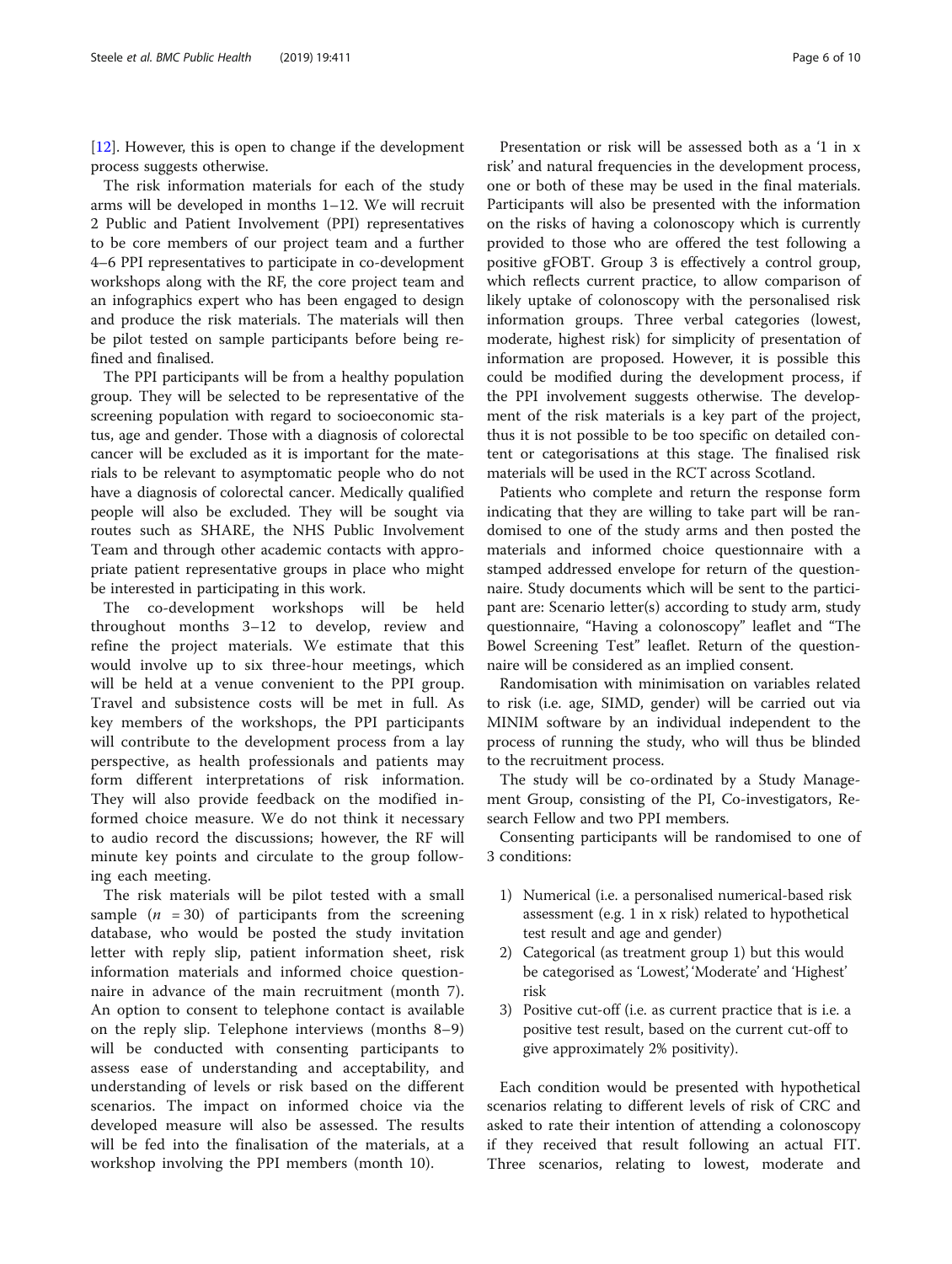[12]. However, this is open to change if the development process suggests otherwise.

The risk information materials for each of the study arms will be developed in months 1–12. We will recruit 2 Public and Patient Involvement (PPI) representatives to be core members of our project team and a further 4–6 PPI representatives to participate in co-development workshops along with the RF, the core project team and an infographics expert who has been engaged to design and produce the risk materials. The materials will then be pilot tested on sample participants before being refined and finalised.

The PPI participants will be from a healthy population group. They will be selected to be representative of the screening population with regard to socioeconomic status, age and gender. Those with a diagnosis of colorectal cancer will be excluded as it is important for the materials to be relevant to asymptomatic people who do not have a diagnosis of colorectal cancer. Medically qualified people will also be excluded. They will be sought via routes such as SHARE, the NHS Public Involvement Team and through other academic contacts with appropriate patient representative groups in place who might be interested in participating in this work.

The co-development workshops will be held throughout months 3–12 to develop, review and refine the project materials. We estimate that this would involve up to six three-hour meetings, which will be held at a venue convenient to the PPI group. Travel and subsistence costs will be met in full. As key members of the workshops, the PPI participants will contribute to the development process from a lay perspective, as health professionals and patients may form different interpretations of risk information. They will also provide feedback on the modified informed choice measure. We do not think it necessary to audio record the discussions; however, the RF will minute key points and circulate to the group following each meeting.

The risk materials will be pilot tested with a small sample ($n = 30$) of participants from the screening database, who would be posted the study invitation letter with reply slip, patient information sheet, risk information materials and informed choice questionnaire in advance of the main recruitment (month 7). An option to consent to telephone contact is available on the reply slip. Telephone interviews (months 8–9) will be conducted with consenting participants to assess ease of understanding and acceptability, and understanding of levels or risk based on the different scenarios. The impact on informed choice via the developed measure will also be assessed. The results will be fed into the finalisation of the materials, at a workshop involving the PPI members (month 10).

Presentation or risk will be assessed both as a '1 in x risk' and natural frequencies in the development process, one or both of these may be used in the final materials. Participants will also be presented with the information on the risks of having a colonoscopy which is currently provided to those who are offered the test following a positive gFOBT. Group 3 is effectively a control group, which reflects current practice, to allow comparison of likely uptake of colonoscopy with the personalised risk information groups. Three verbal categories (lowest, moderate, highest risk) for simplicity of presentation of information are proposed. However, it is possible this could be modified during the development process, if the PPI involvement suggests otherwise. The development of the risk materials is a key part of the project, thus it is not possible to be too specific on detailed content or categorisations at this stage. The finalised risk materials will be used in the RCT across Scotland.

Patients who complete and return the response form indicating that they are willing to take part will be randomised to one of the study arms and then posted the materials and informed choice questionnaire with a stamped addressed envelope for return of the questionnaire. Study documents which will be sent to the participant are: Scenario letter(s) according to study arm, study questionnaire, "Having a colonoscopy" leaflet and "The Bowel Screening Test" leaflet. Return of the questionnaire will be considered as an implied consent.

Randomisation with minimisation on variables related to risk (i.e. age, SIMD, gender) will be carried out via MINIM software by an individual independent to the process of running the study, who will thus be blinded to the recruitment process.

The study will be co-ordinated by a Study Management Group, consisting of the PI, Co-investigators, Research Fellow and two PPI members.

Consenting participants will be randomised to one of 3 conditions:

1) Numerical (i.e. a personalised numerical-based risk assessment (e.g. 1 in x risk) related to hypothetical test result and age and gender)
2) Categorical (as treatment group 1) but this would be categorised as 'Lowest', 'Moderate' and 'Highest' risk
3) Positive cut-off (i.e. as current practice that is i.e. a positive test result, based on the current cut-off to give approximately 2% positivity).

Each condition would be presented with hypothetical scenarios relating to different levels of risk of CRC and asked to rate their intention of attending a colonoscopy if they received that result following an actual FIT. Three scenarios, relating to lowest, moderate and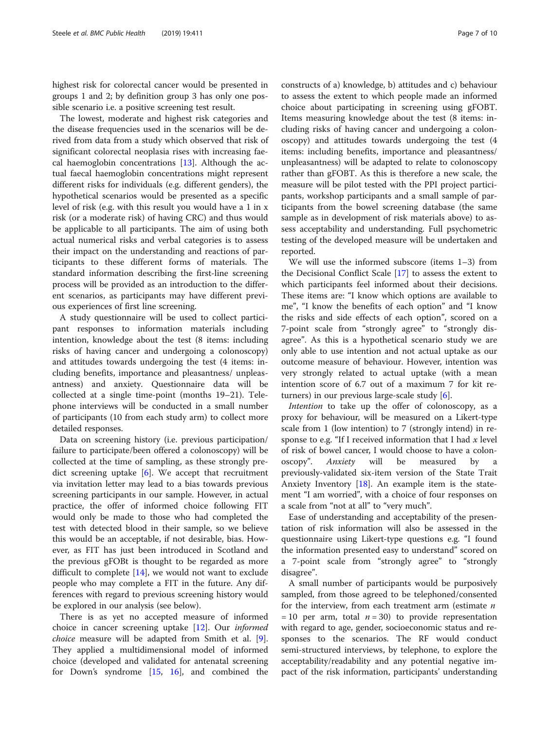highest risk for colorectal cancer would be presented in groups 1 and 2; by definition group 3 has only one possible scenario i.e. a positive screening test result.

The lowest, moderate and highest risk categories and the disease frequencies used in the scenarios will be derived from data from a study which observed that risk of significant colorectal neoplasia rises with increasing faecal haemoglobin concentrations [13]. Although the actual faecal haemoglobin concentrations might represent different risks for individuals (e.g. different genders), the hypothetical scenarios would be presented as a specific level of risk (e.g. with this result you would have a 1 in x risk (or a moderate risk) of having CRC) and thus would be applicable to all participants. The aim of using both actual numerical risks and verbal categories is to assess their impact on the understanding and reactions of participants to these different forms of materials. The standard information describing the first-line screening process will be provided as an introduction to the different scenarios, as participants may have different previous experiences of first line screening.

A study questionnaire will be used to collect participant responses to information materials including intention, knowledge about the test (8 items: including risks of having cancer and undergoing a colonoscopy) and attitudes towards undergoing the test (4 items: including benefits, importance and pleasantness/ unpleasantness) and anxiety. Questionnaire data will be collected at a single time-point (months 19–21). Telephone interviews will be conducted in a small number of participants (10 from each study arm) to collect more detailed responses.

Data on screening history (i.e. previous participation/ failure to participate/been offered a colonoscopy) will be collected at the time of sampling, as these strongly predict screening uptake [6]. We accept that recruitment via invitation letter may lead to a bias towards previous screening participants in our sample. However, in actual practice, the offer of informed choice following FIT would only be made to those who had completed the test with detected blood in their sample, so we believe this would be an acceptable, if not desirable, bias. However, as FIT has just been introduced in Scotland and the previous gFOBt is thought to be regarded as more difficult to complete [14], we would not want to exclude people who may complete a FIT in the future. Any differences with regard to previous screening history would be explored in our analysis (see below).

There is as yet no accepted measure of informed choice in cancer screening uptake [12]. Our *informed choice* measure will be adapted from Smith et al. [9]. They applied a multidimensional model of informed choice (developed and validated for antenatal screening for Down's syndrome [15, 16], and combined the constructs of a) knowledge, b) attitudes and c) behaviour to assess the extent to which people made an informed choice about participating in screening using gFOBT. Items measuring knowledge about the test (8 items: including risks of having cancer and undergoing a colonoscopy) and attitudes towards undergoing the test (4 items: including benefits, importance and pleasantness/ unpleasantness) will be adapted to relate to colonoscopy rather than gFOBT. As this is therefore a new scale, the measure will be pilot tested with the PPI project participants, workshop participants and a small sample of participants from the bowel screening database (the same sample as in development of risk materials above) to assess acceptability and understanding. Full psychometric testing of the developed measure will be undertaken and reported.

We will use the informed subscore (items 1–3) from the Decisional Conflict Scale [17] to assess the extent to which participants feel informed about their decisions. These items are: "I know which options are available to me", "I know the benefits of each option" and "I know the risks and side effects of each option", scored on a 7-point scale from "strongly agree" to "strongly disagree". As this is a hypothetical scenario study we are only able to use intention and not actual uptake as our outcome measure of behaviour. However, intention was very strongly related to actual uptake (with a mean intention score of 6.7 out of a maximum 7 for kit returners) in our previous large-scale study [6].

*Intention* to take up the offer of colonoscopy, as a proxy for behaviour, will be measured on a Likert-type scale from 1 (low intention) to 7 (strongly intend) in response to e.g. "If I received information that I had *x* level of risk of bowel cancer, I would choose to have a colonoscopy". *Anxiety* will be measured by a previously-validated six-item version of the State Trait Anxiety Inventory [18]. An example item is the statement "I am worried", with a choice of four responses on a scale from "not at all" to "very much".

Ease of understanding and acceptability of the presentation of risk information will also be assessed in the questionnaire using Likert-type questions e.g. "I found the information presented easy to understand" scored on a 7-point scale from "strongly agree" to "strongly disagree".

A small number of participants would be purposively sampled, from those agreed to be telephoned/consented for the interview, from each treatment arm (estimate $n = 10$ per arm, total $n = 30$) to provide representation with regard to age, gender, socioeconomic status and responses to the scenarios. The RF would conduct semi-structured interviews, by telephone, to explore the acceptability/readability and any potential negative impact of the risk information, participants' understanding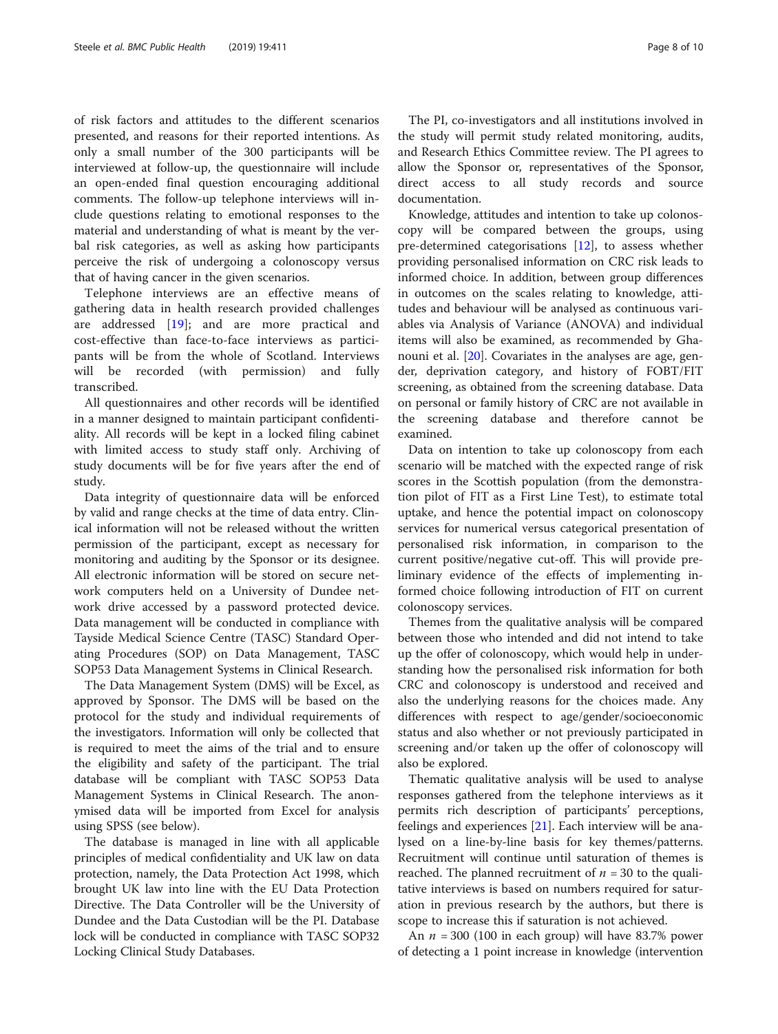of risk factors and attitudes to the different scenarios presented, and reasons for their reported intentions. As only a small number of the 300 participants will be interviewed at follow-up, the questionnaire will include an open-ended final question encouraging additional comments. The follow-up telephone interviews will include questions relating to emotional responses to the material and understanding of what is meant by the verbal risk categories, as well as asking how participants perceive the risk of undergoing a colonoscopy versus that of having cancer in the given scenarios.

Telephone interviews are an effective means of gathering data in health research provided challenges are addressed [19]; and are more practical and cost-effective than face-to-face interviews as participants will be from the whole of Scotland. Interviews will be recorded (with permission) and fully transcribed.

All questionnaires and other records will be identified in a manner designed to maintain participant confidentiality. All records will be kept in a locked filing cabinet with limited access to study staff only. Archiving of study documents will be for five years after the end of study.

Data integrity of questionnaire data will be enforced by valid and range checks at the time of data entry. Clinical information will not be released without the written permission of the participant, except as necessary for monitoring and auditing by the Sponsor or its designee. All electronic information will be stored on secure network computers held on a University of Dundee network drive accessed by a password protected device. Data management will be conducted in compliance with Tayside Medical Science Centre (TASC) Standard Operating Procedures (SOP) on Data Management, TASC SOP53 Data Management Systems in Clinical Research.

The Data Management System (DMS) will be Excel, as approved by Sponsor. The DMS will be based on the protocol for the study and individual requirements of the investigators. Information will only be collected that is required to meet the aims of the trial and to ensure the eligibility and safety of the participant. The trial database will be compliant with TASC SOP53 Data Management Systems in Clinical Research. The anonymised data will be imported from Excel for analysis using SPSS (see below).

The database is managed in line with all applicable principles of medical confidentiality and UK law on data protection, namely, the Data Protection Act 1998, which brought UK law into line with the EU Data Protection Directive. The Data Controller will be the University of Dundee and the Data Custodian will be the PI. Database lock will be conducted in compliance with TASC SOP32 Locking Clinical Study Databases.

The PI, co-investigators and all institutions involved in the study will permit study related monitoring, audits, and Research Ethics Committee review. The PI agrees to allow the Sponsor or, representatives of the Sponsor, direct access to all study records and source documentation.

Knowledge, attitudes and intention to take up colonoscopy will be compared between the groups, using pre-determined categorisations [12], to assess whether providing personalised information on CRC risk leads to informed choice. In addition, between group differences in outcomes on the scales relating to knowledge, attitudes and behaviour will be analysed as continuous variables via Analysis of Variance (ANOVA) and individual items will also be examined, as recommended by Ghanouni et al. [20]. Covariates in the analyses are age, gender, deprivation category, and history of FOBT/FIT screening, as obtained from the screening database. Data on personal or family history of CRC are not available in the screening database and therefore cannot be examined.

Data on intention to take up colonoscopy from each scenario will be matched with the expected range of risk scores in the Scottish population (from the demonstration pilot of FIT as a First Line Test), to estimate total uptake, and hence the potential impact on colonoscopy services for numerical versus categorical presentation of personalised risk information, in comparison to the current positive/negative cut-off. This will provide preliminary evidence of the effects of implementing informed choice following introduction of FIT on current colonoscopy services.

Themes from the qualitative analysis will be compared between those who intended and did not intend to take up the offer of colonoscopy, which would help in understanding how the personalised risk information for both CRC and colonoscopy is understood and received and also the underlying reasons for the choices made. Any differences with respect to age/gender/socioeconomic status and also whether or not previously participated in screening and/or taken up the offer of colonoscopy will also be explored.

Thematic qualitative analysis will be used to analyse responses gathered from the telephone interviews as it permits rich description of participants' perceptions, feelings and experiences [21]. Each interview will be analysed on a line-by-line basis for key themes/patterns. Recruitment will continue until saturation of themes is reached. The planned recruitment of $n = 30$ to the qualitative interviews is based on numbers required for saturation in previous research by the authors, but there is scope to increase this if saturation is not achieved.

An $n = 300$ (100 in each group) will have 83.7% power of detecting a 1 point increase in knowledge (intervention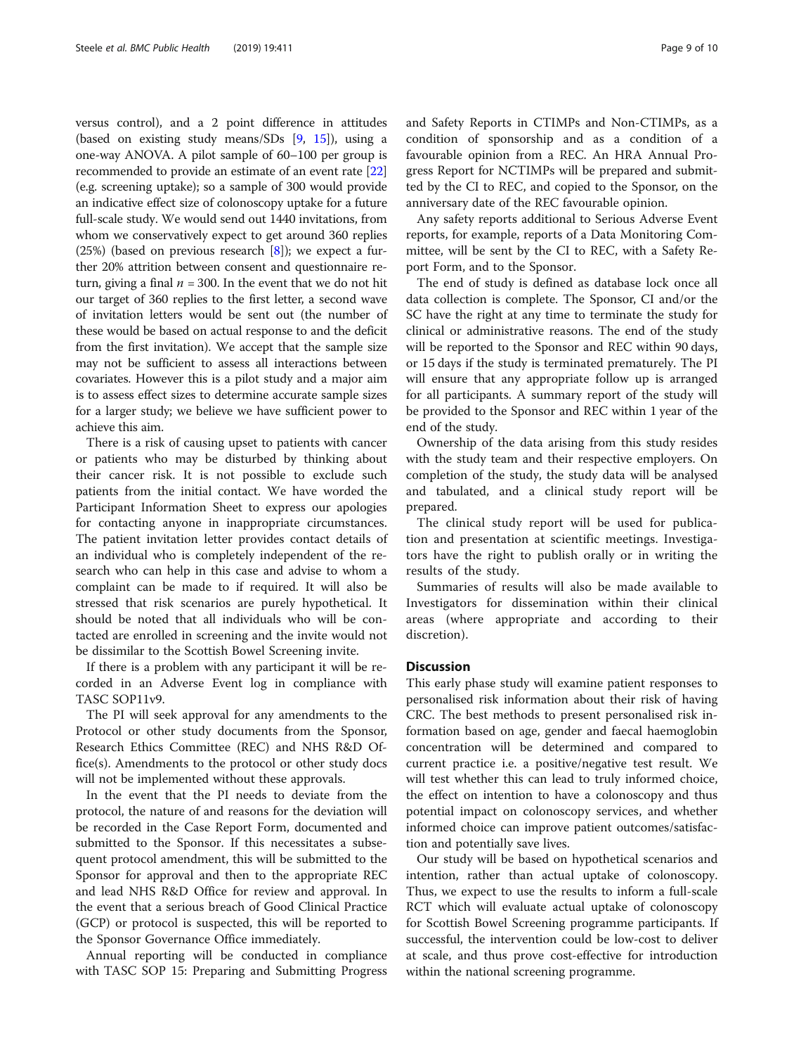versus control), and a 2 point difference in attitudes (based on existing study means/SDs [9, 15]), using a one-way ANOVA. A pilot sample of 60–100 per group is recommended to provide an estimate of an event rate [22] (e.g. screening uptake); so a sample of 300 would provide an indicative effect size of colonoscopy uptake for a future full-scale study. We would send out 1440 invitations, from whom we conservatively expect to get around 360 replies (25%) (based on previous research [8]); we expect a further 20% attrition between consent and questionnaire return, giving a final $n = 300$. In the event that we do not hit our target of 360 replies to the first letter, a second wave of invitation letters would be sent out (the number of these would be based on actual response to and the deficit from the first invitation). We accept that the sample size may not be sufficient to assess all interactions between covariates. However this is a pilot study and a major aim is to assess effect sizes to determine accurate sample sizes for a larger study; we believe we have sufficient power to achieve this aim.

There is a risk of causing upset to patients with cancer or patients who may be disturbed by thinking about their cancer risk. It is not possible to exclude such patients from the initial contact. We have worded the Participant Information Sheet to express our apologies for contacting anyone in inappropriate circumstances. The patient invitation letter provides contact details of an individual who is completely independent of the research who can help in this case and advise to whom a complaint can be made to if required. It will also be stressed that risk scenarios are purely hypothetical. It should be noted that all individuals who will be contacted are enrolled in screening and the invite would not be dissimilar to the Scottish Bowel Screening invite.

If there is a problem with any participant it will be recorded in an Adverse Event log in compliance with TASC SOP11v9.

The PI will seek approval for any amendments to the Protocol or other study documents from the Sponsor, Research Ethics Committee (REC) and NHS R&D Office(s). Amendments to the protocol or other study docs will not be implemented without these approvals.

In the event that the PI needs to deviate from the protocol, the nature of and reasons for the deviation will be recorded in the Case Report Form, documented and submitted to the Sponsor. If this necessitates a subsequent protocol amendment, this will be submitted to the Sponsor for approval and then to the appropriate REC and lead NHS R&D Office for review and approval. In the event that a serious breach of Good Clinical Practice (GCP) or protocol is suspected, this will be reported to the Sponsor Governance Office immediately.

Annual reporting will be conducted in compliance with TASC SOP 15: Preparing and Submitting Progress and Safety Reports in CTIMPs and Non-CTIMPs, as a condition of sponsorship and as a condition of a favourable opinion from a REC. An HRA Annual Progress Report for NCTIMPs will be prepared and submitted by the CI to REC, and copied to the Sponsor, on the anniversary date of the REC favourable opinion.

Any safety reports additional to Serious Adverse Event reports, for example, reports of a Data Monitoring Committee, will be sent by the CI to REC, with a Safety Report Form, and to the Sponsor.

The end of study is defined as database lock once all data collection is complete. The Sponsor, CI and/or the SC have the right at any time to terminate the study for clinical or administrative reasons. The end of the study will be reported to the Sponsor and REC within 90 days, or 15 days if the study is terminated prematurely. The PI will ensure that any appropriate follow up is arranged for all participants. A summary report of the study will be provided to the Sponsor and REC within 1 year of the end of the study.

Ownership of the data arising from this study resides with the study team and their respective employers. On completion of the study, the study data will be analysed and tabulated, and a clinical study report will be prepared.

The clinical study report will be used for publication and presentation at scientific meetings. Investigators have the right to publish orally or in writing the results of the study.

Summaries of results will also be made available to Investigators for dissemination within their clinical areas (where appropriate and according to their discretion).

## Discussion

This early phase study will examine patient responses to personalised risk information about their risk of having CRC. The best methods to present personalised risk information based on age, gender and faecal haemoglobin concentration will be determined and compared to current practice i.e. a positive/negative test result. We will test whether this can lead to truly informed choice, the effect on intention to have a colonoscopy and thus potential impact on colonoscopy services, and whether informed choice can improve patient outcomes/satisfaction and potentially save lives.

Our study will be based on hypothetical scenarios and intention, rather than actual uptake of colonoscopy. Thus, we expect to use the results to inform a full-scale RCT which will evaluate actual uptake of colonoscopy for Scottish Bowel Screening programme participants. If successful, the intervention could be low-cost to deliver at scale, and thus prove cost-effective for introduction within the national screening programme.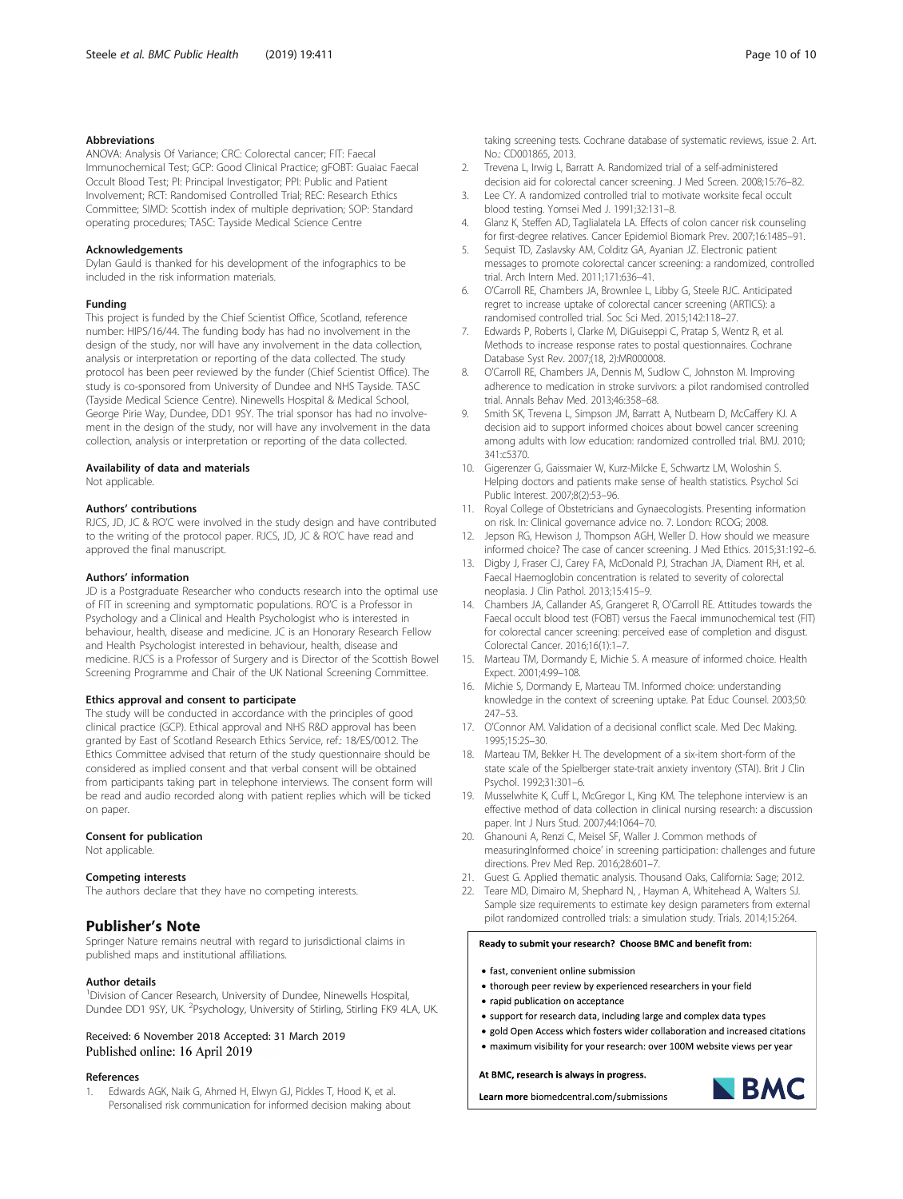### Abbreviations

ANOVA: Analysis Of Variance; CRC: Colorectal cancer; FIT: Faecal Immunochemical Test; GCP: Good Clinical Practice; gFOBT: Guaiac Faecal Occult Blood Test; PI: Principal Investigator; PPI: Public and Patient Involvement; RCT: Randomised Controlled Trial; REC: Research Ethics Committee; SIMD: Scottish index of multiple deprivation; SOP: Standard operating procedures; TASC: Tayside Medical Science Centre

### Acknowledgements

Dylan Gauld is thanked for his development of the infographics to be included in the risk information materials.

### Funding

This project is funded by the Chief Scientist Office, Scotland, reference number: HIPS/16/44. The funding body has had no involvement in the design of the study, nor will have any involvement in the data collection, analysis or interpretation or reporting of the data collected. The study protocol has been peer reviewed by the funder (Chief Scientist Office). The study is co-sponsored from University of Dundee and NHS Tayside. TASC (Tayside Medical Science Centre). Ninewells Hospital & Medical School, George Pirie Way, Dundee, DD1 9SY. The trial sponsor has had no involvement in the design of the study, nor will have any involvement in the data collection, analysis or interpretation or reporting of the data collected.

### Availability of data and materials

Not applicable.

### Authors' contributions

RJCS, JD, JC & RO'C were involved in the study design and have contributed to the writing of the protocol paper. RJCS, JD, JC & RO'C have read and approved the final manuscript.

### Authors' information

JD is a Postgraduate Researcher who conducts research into the optimal use of FIT in screening and symptomatic populations. RO'C is a Professor in Psychology and a Clinical and Health Psychologist who is interested in behaviour, health, disease and medicine. JC is an Honorary Research Fellow and Health Psychologist interested in behaviour, health, disease and medicine. RJCS is a Professor of Surgery and is Director of the Scottish Bowel Screening Programme and Chair of the UK National Screening Committee.

### Ethics approval and consent to participate

The study will be conducted in accordance with the principles of good clinical practice (GCP). Ethical approval and NHS R&D approval has been granted by East of Scotland Research Ethics Service, ref.: 18/ES/0012. The Ethics Committee advised that return of the study questionnaire should be considered as implied consent and that verbal consent will be obtained from participants taking part in telephone interviews. The consent form will be read and audio recorded along with patient replies which will be ticked on paper.

### Consent for publication

Not applicable.

### Competing interests

The authors declare that they have no competing interests.

## Publisher's Note

Springer Nature remains neutral with regard to jurisdictional claims in published maps and institutional affiliations.

### Author details

[1]Division of Cancer Research, University of Dundee, Ninewells Hospital, Dundee DD1 9SY, UK. [2]Psychology, University of Stirling, Stirling FK9 4LA, UK.

Received: 6 November 2018 Accepted: 31 March 2019
Published online: 16 April 2019

### References

1. Edwards AGK, Naik G, Ahmed H, Elwyn GJ, Pickles T, Hood K, et al. Personalised risk communication for informed decision making about taking screening tests. Cochrane database of systematic reviews, issue 2. Art. No.: CD001865, 2013.
2. Trevena L, Irwig L, Barratt A. Randomized trial of a self-administered decision aid for colorectal cancer screening. J Med Screen. 2008;15:76–82.
3. Lee CY. A randomized controlled trial to motivate worksite fecal occult blood testing. Yomsei Med J. 1991;32:131–8.
4. Glanz K, Steffen AD, Taglialatela LA. Effects of colon cancer risk counseling for first-degree relatives. Cancer Epidemiol Biomark Prev. 2007;16:1485–91.
5. Sequist TD, Zaslavsky AM, Colditz GA, Ayanian JZ. Electronic patient messages to promote colorectal cancer screening: a randomized, controlled trial. Arch Intern Med. 2011;171:636–41.
6. O'Carroll RE, Chambers JA, Brownlee L, Libby G, Steele RJC. Anticipated regret to increase uptake of colorectal cancer screening (ARTICS): a randomised controlled trial. Soc Sci Med. 2015;142:118–27.
7. Edwards P, Roberts I, Clarke M, DiGuiseppi C, Pratap S, Wentz R, et al. Methods to increase response rates to postal questionnaires. Cochrane Database Syst Rev. 2007;(18, 2):MR000008.
8. O'Carroll RE, Chambers JA, Dennis M, Sudlow C, Johnston M. Improving adherence to medication in stroke survivors: a pilot randomised controlled trial. Annals Behav Med. 2013;46:358–68.
9. Smith SK, Trevena L, Simpson JM, Barratt A, Nutbeam D, McCaffery KJ. A decision aid to support informed choices about bowel cancer screening among adults with low education: randomized controlled trial. BMJ. 2010; 341:c5370.
10. Gigerenzer G, Gaissmaier W, Kurz-Milcke E, Schwartz LM, Woloshin S. Helping doctors and patients make sense of health statistics. Psychol Sci Public Interest. 2007;8(2):53–96.
11. Royal College of Obstetricians and Gynaecologists. Presenting information on risk. In: Clinical governance advice no. 7. London: RCOG; 2008.
12. Jepson RG, Hewison J, Thompson AGH, Weller D. How should we measure informed choice? The case of cancer screening. J Med Ethics. 2015;31:192–6.
13. Digby J, Fraser CJ, Carey FA, McDonald PJ, Strachan JA, Diament RH, et al. Faecal Haemoglobin concentration is related to severity of colorectal neoplasia. J Clin Pathol. 2013;15:415–9.
14. Chambers JA, Callander AS, Grangeret R, O'Carroll RE. Attitudes towards the Faecal occult blood test (FOBT) versus the Faecal immunochemical test (FIT) for colorectal cancer screening: perceived ease of completion and disgust. Colorectal Cancer. 2016;16(1):1–7.
15. Marteau TM, Dormandy E, Michie S. A measure of informed choice. Health Expect. 2001;4:99–108.
16. Michie S, Dormandy E, Marteau TM. Informed choice: understanding knowledge in the context of screening uptake. Pat Educ Counsel. 2003;50: 247–53.
17. O'Connor AM. Validation of a decisional conflict scale. Med Dec Making. 1995;15:25–30.
18. Marteau TM, Bekker H. The development of a six-item short-form of the state scale of the Spielberger state-trait anxiety inventory (STAI). Brit J Clin Psychol. 1992;31:301–6.
19. Musselwhite K, Cuff L, McGregor L, King KM. The telephone interview is an effective method of data collection in clinical nursing research: a discussion paper. Int J Nurs Stud. 2007;44:1064–70.
20. Ghanouni A, Renzi C, Meisel SF, Waller J. Common methods of measuringInformed choice' in screening participation: challenges and future directions. Prev Med Rep. 2016;28:601–7.
21. Guest G. Applied thematic analysis. Thousand Oaks, California: Sage; 2012.
22. Teare MD, Dimairo M, Shephard N, , Hayman A, Whitehead A, Walters SJ. Sample size requirements to estimate key design parameters from external pilot randomized controlled trials: a simulation study. Trials. 2014;15:264.